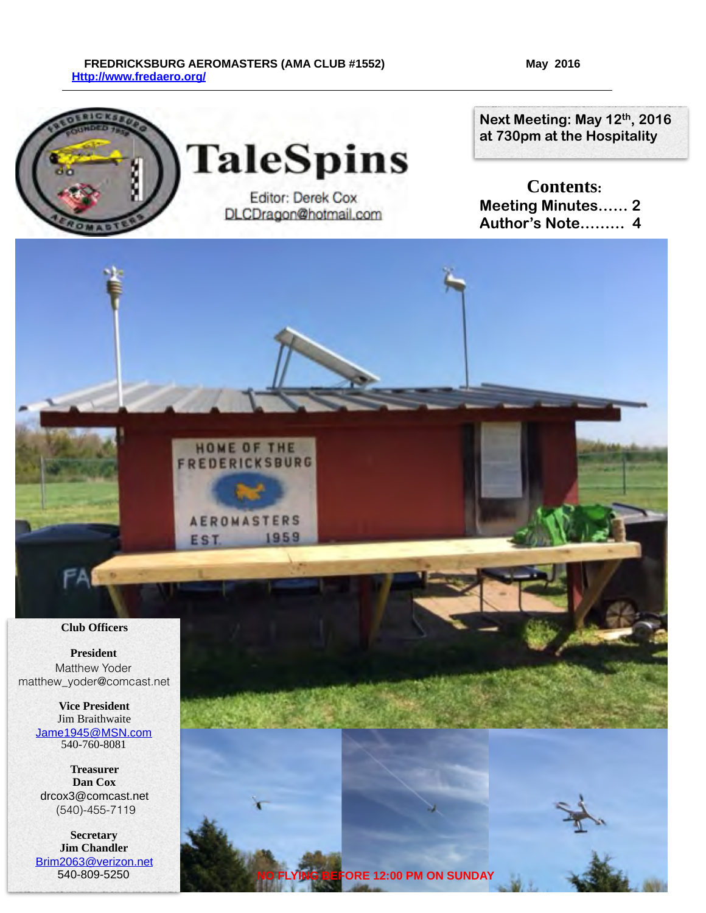FREDRICKSBURG AEROMASTERS (AMA CLUB #1552) May 2016
[Http://www.fredaero.org/](Http://www.fredaero.org/)

# TaleSpins

Editor: Derek Cox
DLCDragon@hotmail.com

**Next Meeting: May 12th, 2016 at 730pm at the Hospitality**

## Contents:

**Meeting Minutes…… 2**
**Author's Note……… 4**

HOME OF THE FREDERICKSBURG AEROMASTERS EST. 1959

**Club Officers**

**President**
Matthew Yoder
matthew_yoder@comcast.net

**Vice President**
Jim Braithwaite
[Jame1945@MSN.com](mailto:Jame1945@MSN.com)
540-760-8081

**Treasurer**
**Dan Cox**
drcox3@comcast.net
(540)-455-7119

**Secretary**
**Jim Chandler**
[Brim2063@verizon.net](mailto:Brim2063@verizon.net)
540-809-5250

**NO FLYING BEFORE 12:00 PM ON SUNDAY**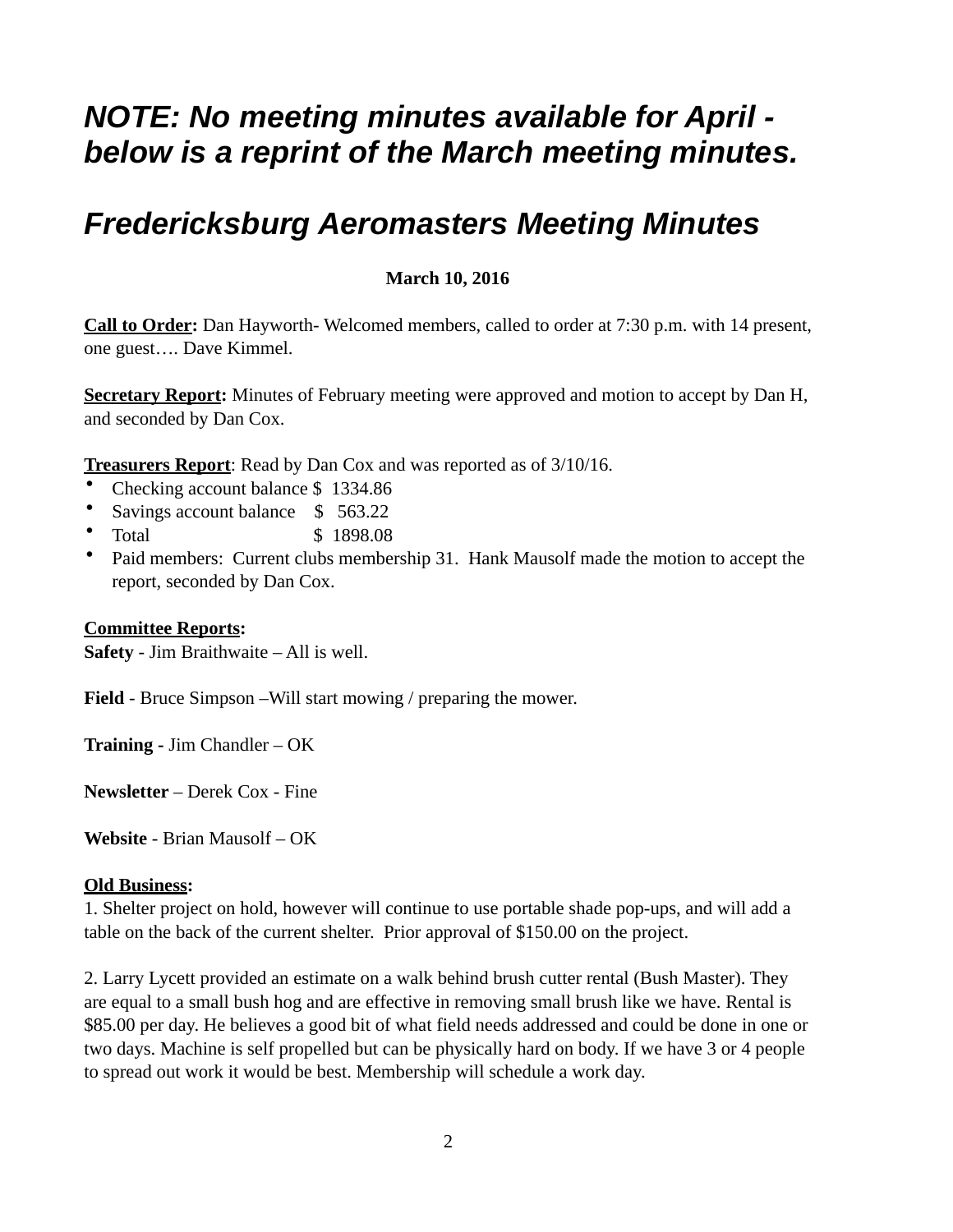# *NOTE: No meeting minutes available for April - below is a reprint of the March meeting minutes.*

# *Fredericksburg Aeromasters Meeting Minutes*

**March 10, 2016**

**Call to Order:** Dan Hayworth- Welcomed members, called to order at 7:30 p.m. with 14 present, one guest…. Dave Kimmel.

**Secretary Report:** Minutes of February meeting were approved and motion to accept by Dan H, and seconded by Dan Cox.

**Treasurers Report**: Read by Dan Cox and was reported as of 3/10/16.

- Checking account balance $ 1334.86
- Savings account balance $ 563.22
- Total $ 1898.08
- Paid members: Current clubs membership 31. Hank Mausolf made the motion to accept the report, seconded by Dan Cox.

**Committee Reports:**

**Safety** - Jim Braithwaite – All is well.

**Field** - Bruce Simpson –Will start mowing / preparing the mower.

**Training -** Jim Chandler – OK

**Newsletter** – Derek Cox - Fine

**Website** - Brian Mausolf – OK

**Old Business:**

1. Shelter project on hold, however will continue to use portable shade pop-ups, and will add a table on the back of the current shelter. Prior approval of $150.00 on the project.

2. Larry Lycett provided an estimate on a walk behind brush cutter rental (Bush Master). They are equal to a small bush hog and are effective in removing small brush like we have. Rental is $85.00 per day. He believes a good bit of what field needs addressed and could be done in one or two days. Machine is self propelled but can be physically hard on body. If we have 3 or 4 people to spread out work it would be best. Membership will schedule a work day.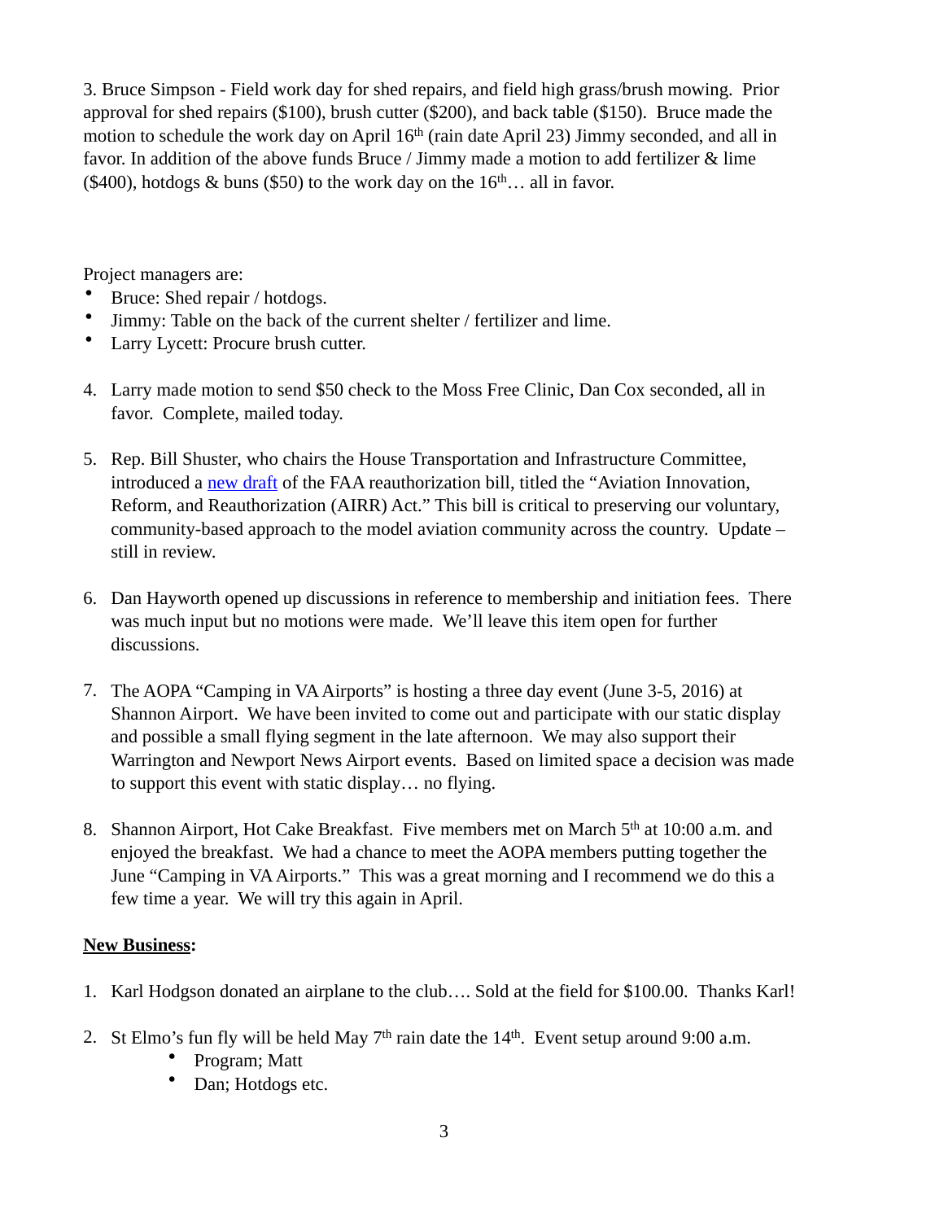3. Bruce Simpson - Field work day for shed repairs, and field high grass/brush mowing. Prior approval for shed repairs ($100), brush cutter ($200), and back table ($150). Bruce made the motion to schedule the work day on April 16th (rain date April 23) Jimmy seconded, and all in favor. In addition of the above funds Bruce / Jimmy made a motion to add fertilizer & lime ($400), hotdogs & buns ($50) to the work day on the 16th… all in favor.

Project managers are:

- Bruce: Shed repair / hotdogs.
- Jimmy: Table on the back of the current shelter / fertilizer and lime.
- Larry Lycett: Procure brush cutter.

4. Larry made motion to send $50 check to the Moss Free Clinic, Dan Cox seconded, all in favor. Complete, mailed today.

5. Rep. Bill Shuster, who chairs the House Transportation and Infrastructure Committee, introduced a new draft of the FAA reauthorization bill, titled the "Aviation Innovation, Reform, and Reauthorization (AIRR) Act." This bill is critical to preserving our voluntary, community-based approach to the model aviation community across the country. Update – still in review.

6. Dan Hayworth opened up discussions in reference to membership and initiation fees. There was much input but no motions were made. We'll leave this item open for further discussions.

7. The AOPA "Camping in VA Airports" is hosting a three day event (June 3-5, 2016) at Shannon Airport. We have been invited to come out and participate with our static display and possible a small flying segment in the late afternoon. We may also support their Warrington and Newport News Airport events. Based on limited space a decision was made to support this event with static display… no flying.

8. Shannon Airport, Hot Cake Breakfast. Five members met on March 5th at 10:00 a.m. and enjoyed the breakfast. We had a chance to meet the AOPA members putting together the June "Camping in VA Airports." This was a great morning and I recommend we do this a few time a year. We will try this again in April.

**New Business:**

1. Karl Hodgson donated an airplane to the club…. Sold at the field for $100.00. Thanks Karl!

2. St Elmo's fun fly will be held May 7th rain date the 14th. Event setup around 9:00 a.m.
    - Program; Matt
    - Dan; Hotdogs etc.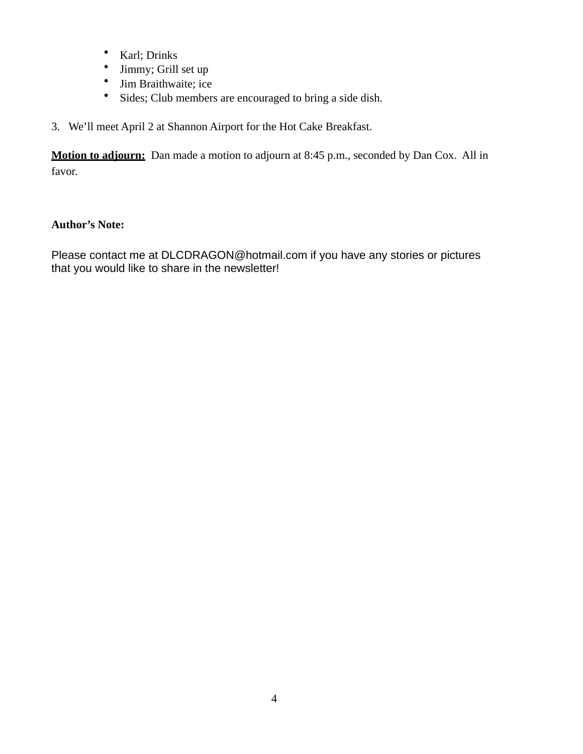- Karl; Drinks
- Jimmy; Grill set up
- Jim Braithwaite; ice
- Sides; Club members are encouraged to bring a side dish.

3. We'll meet April 2 at Shannon Airport for the Hot Cake Breakfast.

**<u>Motion to adjourn:</u>** Dan made a motion to adjourn at 8:45 p.m., seconded by Dan Cox. All in favor.

**Author's Note:**

Please contact me at DLCDRAGON@hotmail.com if you have any stories or pictures that you would like to share in the newsletter!